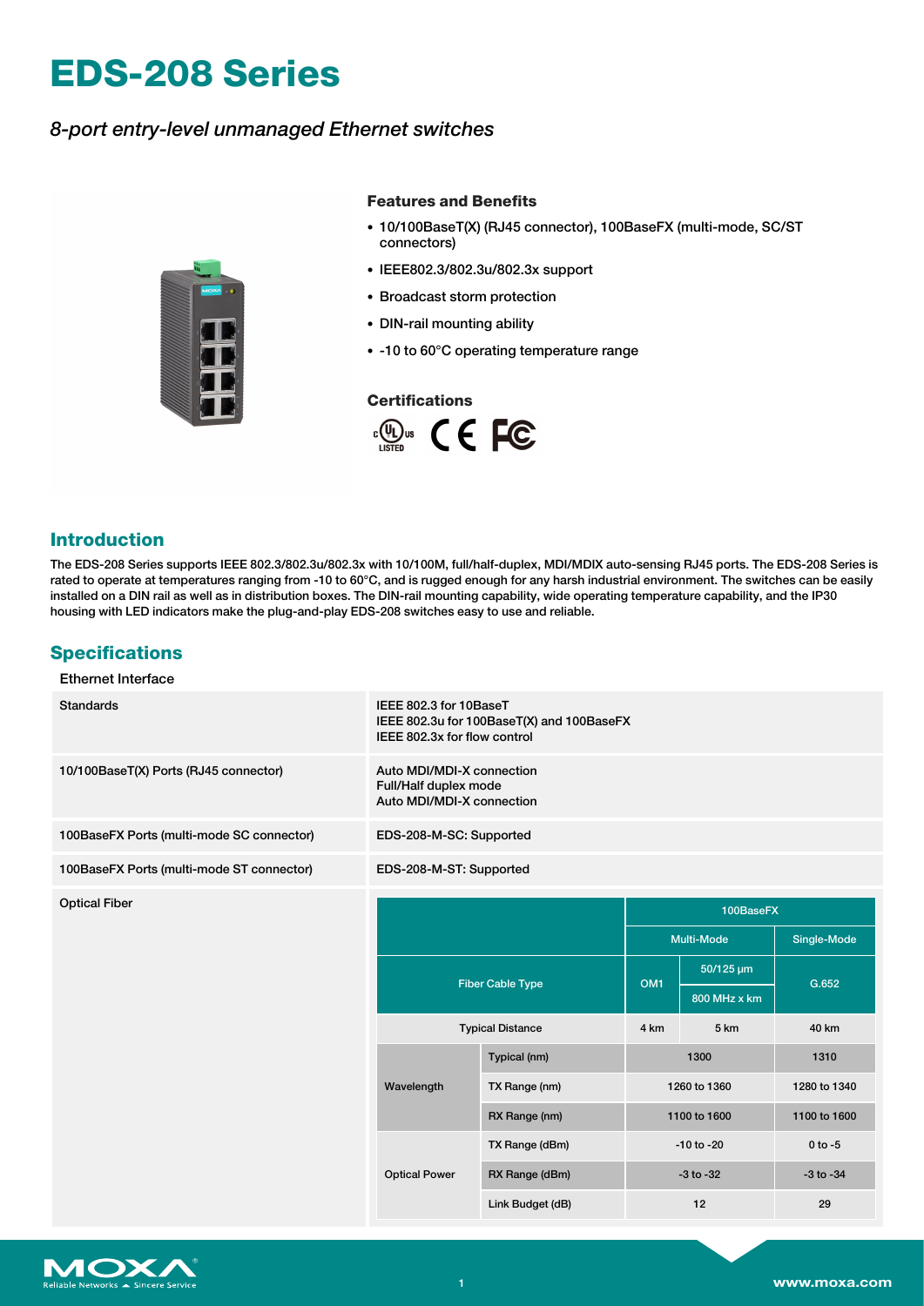# EDS-208 Series

*8-port entry-level unmanaged Ethernet switches*

### Features and Benefits

- 10/100BaseT(X) (RJ45 connector), 100BaseFX (multi-mode, SC/ST connectors)
- IEEE802.3/802.3u/802.3x support
- Broadcast storm protection
- DIN-rail mounting ability
- -10 to 60°C operating temperature range

### Certifications

## Introduction

The EDS-208 Series supports IEEE 802.3/802.3u/802.3x with 10/100M, full/half-duplex, MDI/MDIX auto-sensing RJ45 ports. The EDS-208 Series is rated to operate at temperatures ranging from -10 to 60°C, and is rugged enough for any harsh industrial environment. The switches can be easily installed on a DIN rail as well as in distribution boxes. The DIN-rail mounting capability, wide operating temperature capability, and the IP30 housing with LED indicators make the plug-and-play EDS-208 switches easy to use and reliable.

## Specifications

### Ethernet Interface

| | |
|---|---|
| Standards | IEEE 802.3 for 10BaseT<br>IEEE 802.3u for 100BaseT(X) and 100BaseFX<br>IEEE 802.3x for flow control |
| 10/100BaseT(X) Ports (RJ45 connector) | Auto MDI/MDI-X connection<br>Full/Half duplex mode<br>Auto MDI/MDI-X connection |
| 100BaseFX Ports (multi-mode SC connector) | EDS-208-M-SC: Supported |
| 100BaseFX Ports (multi-mode ST connector) | EDS-208-M-ST: Supported |
| Optical Fiber | (see table below) |

**Optical Fiber**

| | | 100BaseFX | | |
|---|---|---|---|---|
| | | Multi-Mode | | Single-Mode |
| Fiber Cable Type | | OM1 | 50/125 µm<br>800 MHz x km | G.652 |
| Typical Distance | | 4 km | 5 km | 40 km |
| Wavelength | Typical (nm) | 1300 | | 1310 |
| | TX Range (nm) | 1260 to 1360 | | 1280 to 1340 |
| | RX Range (nm) | 1100 to 1600 | | 1100 to 1600 |
| Optical Power | TX Range (dBm) | -10 to -20 | | 0 to -5 |
| | RX Range (dBm) | -3 to -32 | | -3 to -34 |
| | Link Budget (dB) | 12 | | 29 |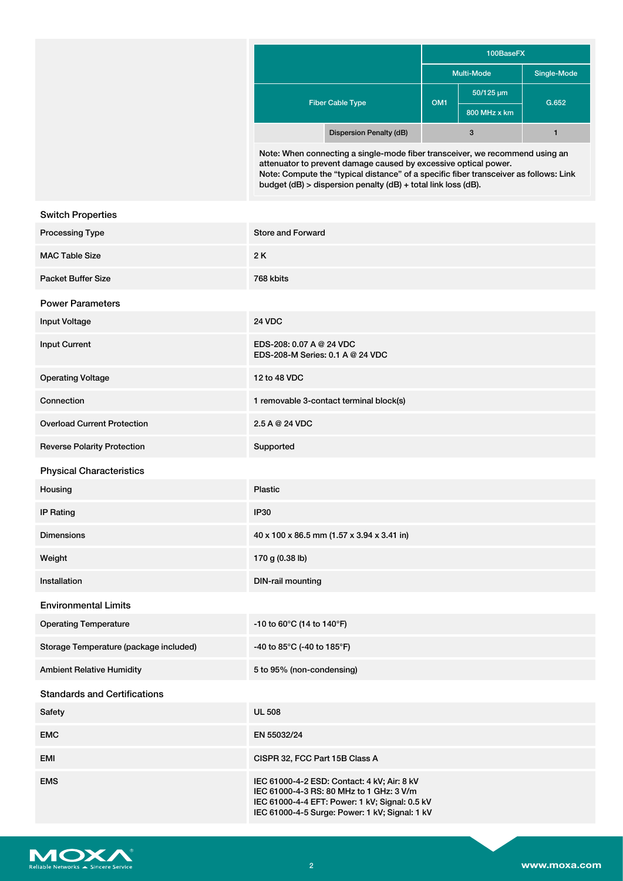| | | 100BaseFX | | |
|---|---|---|---|---|
| | | Multi-Mode | | Single-Mode |
| Fiber Cable Type | | OM1 | 50/125 μm 800 MHz x km | G.652 |
| | Dispersion Penalty (dB) | 3 | | 1 |

Note: When connecting a single-mode fiber transceiver, we recommend using an attenuator to prevent damage caused by excessive optical power.
Note: Compute the "typical distance" of a specific fiber transceiver as follows: Link budget (dB) > dispersion penalty (dB) + total link loss (dB).

## Switch Properties

| | |
|---|---|
| Processing Type | Store and Forward |
| MAC Table Size | 2 K |
| Packet Buffer Size | 768 kbits |

## Power Parameters

| | |
|---|---|
| Input Voltage | 24 VDC |
| Input Current | EDS-208: 0.07 A @ 24 VDC<br>EDS-208-M Series: 0.1 A @ 24 VDC |
| Operating Voltage | 12 to 48 VDC |
| Connection | 1 removable 3-contact terminal block(s) |
| Overload Current Protection | 2.5 A @ 24 VDC |
| Reverse Polarity Protection | Supported |

## Physical Characteristics

| | |
|---|---|
| Housing | Plastic |
| IP Rating | IP30 |
| Dimensions | 40 x 100 x 86.5 mm (1.57 x 3.94 x 3.41 in) |
| Weight | 170 g (0.38 lb) |
| Installation | DIN-rail mounting |

## Environmental Limits

| | |
|---|---|
| Operating Temperature | -10 to 60°C (14 to 140°F) |
| Storage Temperature (package included) | -40 to 85°C (-40 to 185°F) |
| Ambient Relative Humidity | 5 to 95% (non-condensing) |

## Standards and Certifications

| | |
|---|---|
| Safety | UL 508 |
| EMC | EN 55032/24 |
| EMI | CISPR 32, FCC Part 15B Class A |
| EMS | IEC 61000-4-2 ESD: Contact: 4 kV; Air: 8 kV<br>IEC 61000-4-3 RS: 80 MHz to 1 GHz: 3 V/m<br>IEC 61000-4-4 EFT: Power: 1 kV; Signal: 0.5 kV<br>IEC 61000-4-5 Surge: Power: 1 kV; Signal: 1 kV |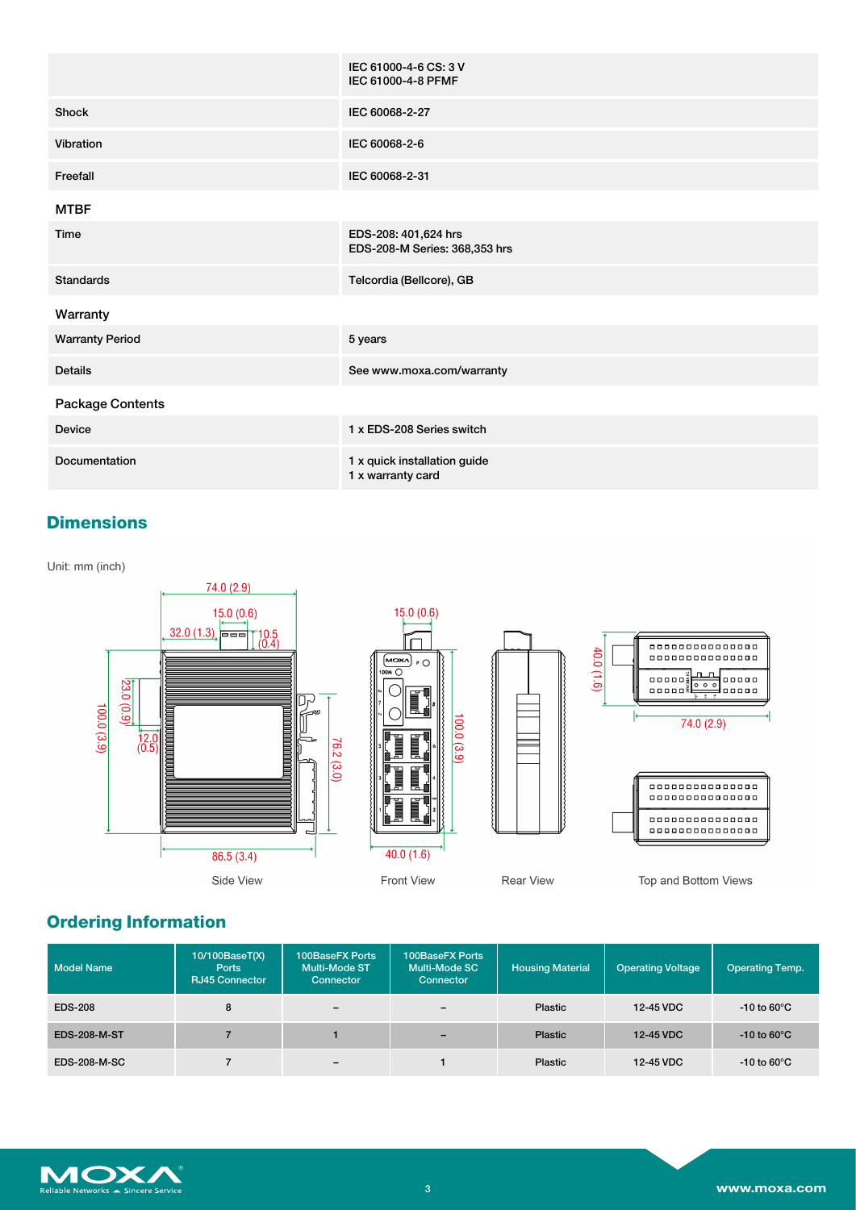| | |
|---|---|
| | IEC 61000-4-6 CS: 3 V<br>IEC 61000-4-8 PFMF |
| Shock | IEC 60068-2-27 |
| Vibration | IEC 60068-2-6 |
| Freefall | IEC 60068-2-31 |

### MTBF

| | |
|---|---|
| Time | EDS-208: 401,624 hrs<br>EDS-208-M Series: 368,353 hrs |
| Standards | Telcordia (Bellcore), GB |

### Warranty

| | |
|---|---|
| Warranty Period | 5 years |
| Details | See www.moxa.com/warranty |

### Package Contents

| | |
|---|---|
| Device | 1 x EDS-208 Series switch |
| Documentation | 1 x quick installation guide<br>1 x warranty card |

## Dimensions

Unit: mm (inch)

Side View: 74.0 (2.9); 15.0 (0.6); 32.0 (1.3); 10.5 (0.4); 23.0 (0.9); 12.0 (0.5); 100.0 (3.9); 76.2 (3.0); 86.5 (3.4)

Front View: 15.0 (0.6); 100.0 (3.9); 40.0 (1.6)

Rear View

Top and Bottom Views: 40.0 (1.6); 74.0 (2.9)

## Ordering Information

| Model Name | 10/100BaseT(X) Ports RJ45 Connector | 100BaseFX Ports Multi-Mode ST Connector | 100BaseFX Ports Multi-Mode SC Connector | Housing Material | Operating Voltage | Operating Temp. |
|---|---|---|---|---|---|---|
| EDS-208 | 8 | – | – | Plastic | 12-45 VDC | -10 to 60°C |
| EDS-208-M-ST | 7 | 1 | – | Plastic | 12-45 VDC | -10 to 60°C |
| EDS-208-M-SC | 7 | – | 1 | Plastic | 12-45 VDC | -10 to 60°C |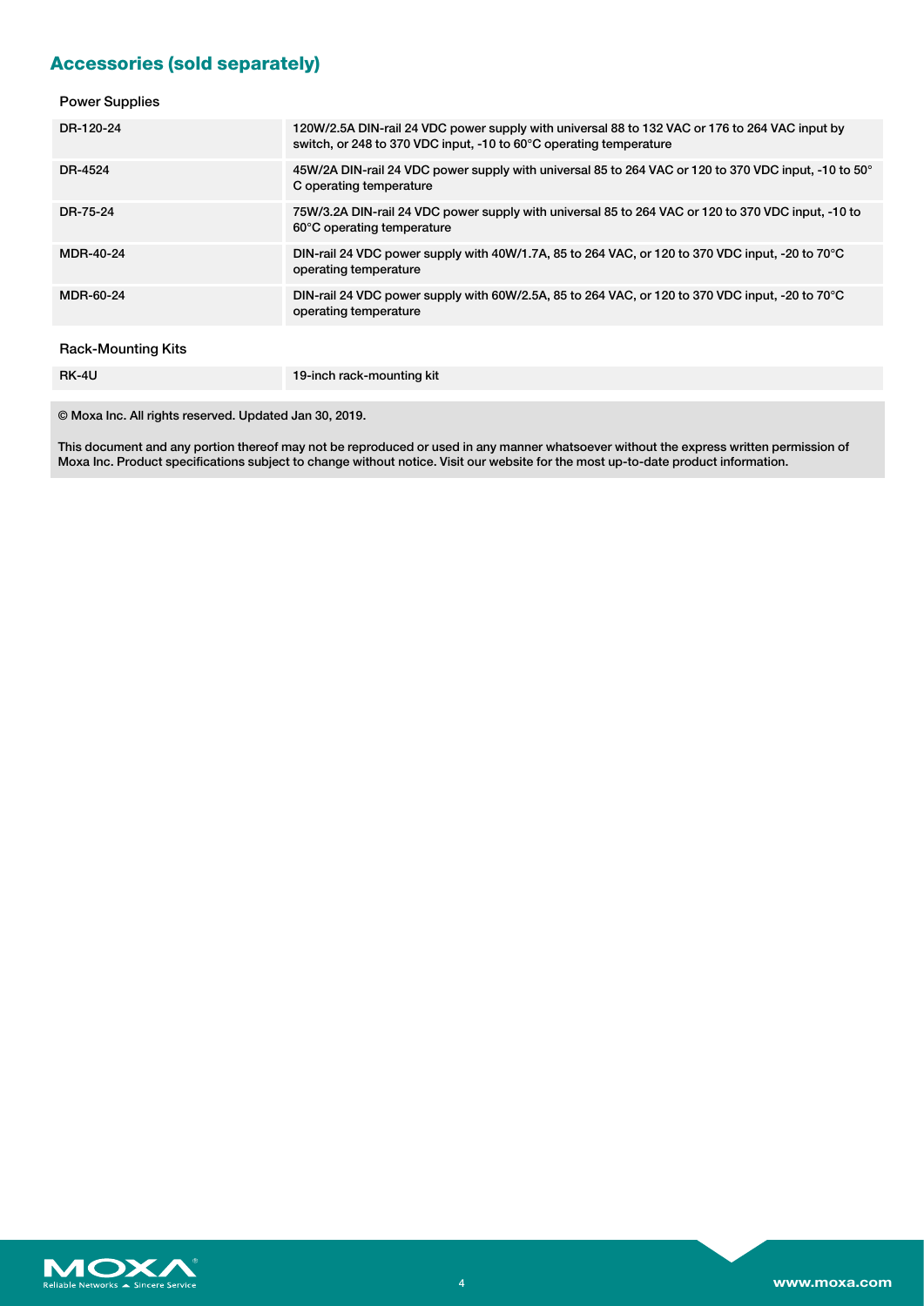## Accessories (sold separately)

### Power Supplies

| | |
|---|---|
| DR-120-24 | 120W/2.5A DIN-rail 24 VDC power supply with universal 88 to 132 VAC or 176 to 264 VAC input by switch, or 248 to 370 VDC input, -10 to 60°C operating temperature |
| DR-4524 | 45W/2A DIN-rail 24 VDC power supply with universal 85 to 264 VAC or 120 to 370 VDC input, -10 to 50°C operating temperature |
| DR-75-24 | 75W/3.2A DIN-rail 24 VDC power supply with universal 85 to 264 VAC or 120 to 370 VDC input, -10 to 60°C operating temperature |
| MDR-40-24 | DIN-rail 24 VDC power supply with 40W/1.7A, 85 to 264 VAC, or 120 to 370 VDC input, -20 to 70°C operating temperature |
| MDR-60-24 | DIN-rail 24 VDC power supply with 60W/2.5A, 85 to 264 VAC, or 120 to 370 VDC input, -20 to 70°C operating temperature |

### Rack-Mounting Kits

| | |
|---|---|
| RK-4U | 19-inch rack-mounting kit |

© Moxa Inc. All rights reserved. Updated Jan 30, 2019.

This document and any portion thereof may not be reproduced or used in any manner whatsoever without the express written permission of Moxa Inc. Product specifications subject to change without notice. Visit our website for the most up-to-date product information.